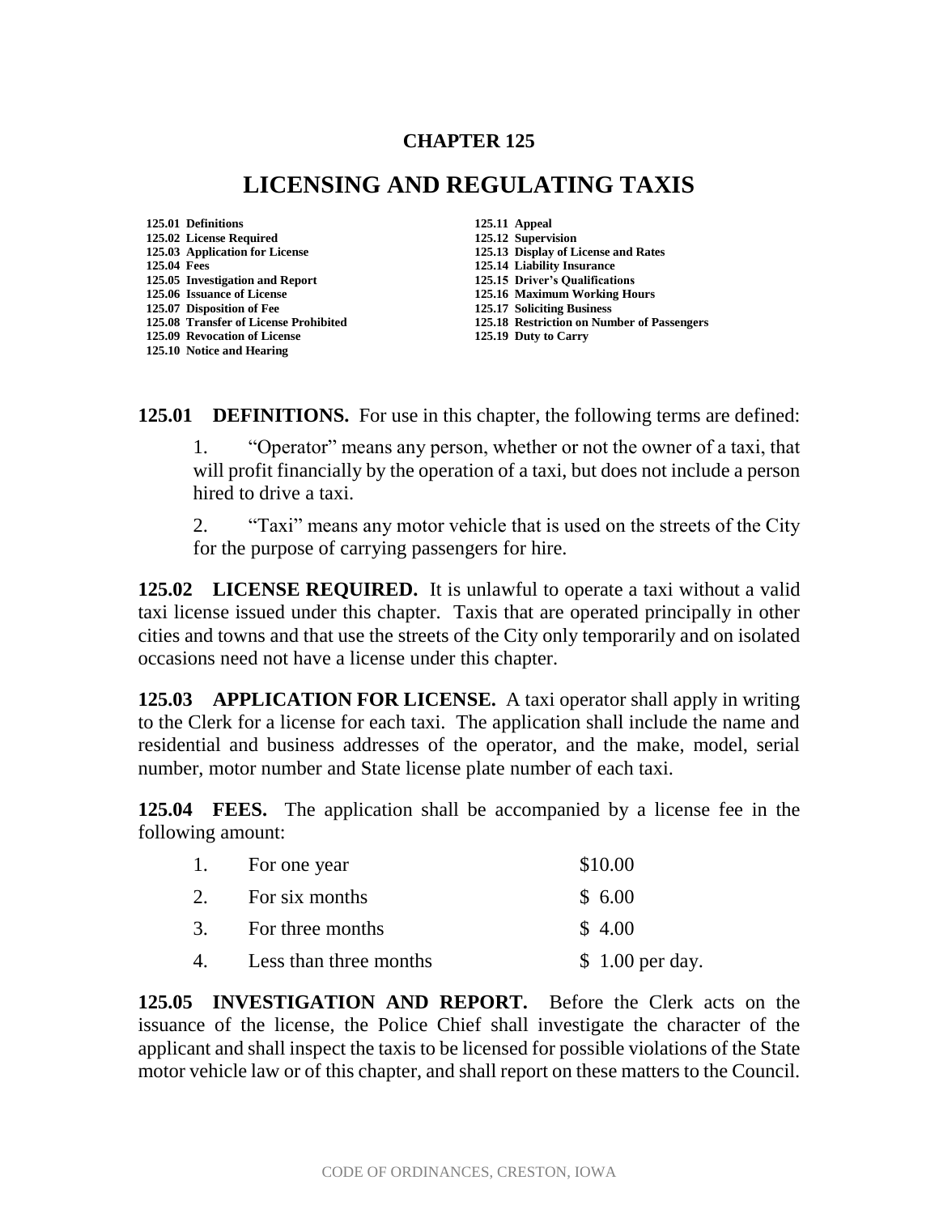# CHAPTER 125

# LICENSING AND REGULATING TAXIS

**125.01 Definitions**
**125.02 License Required**
**125.03 Application for License**
**125.04 Fees**
**125.05 Investigation and Report**
**125.06 Issuance of License**
**125.07 Disposition of Fee**
**125.08 Transfer of License Prohibited**
**125.09 Revocation of License**
**125.10 Notice and Hearing**
**125.11 Appeal**
**125.12 Supervision**
**125.13 Display of License and Rates**
**125.14 Liability Insurance**
**125.15 Driver's Qualifications**
**125.16 Maximum Working Hours**
**125.17 Soliciting Business**
**125.18 Restriction on Number of Passengers**
**125.19 Duty to Carry**

**125.01 DEFINITIONS.** For use in this chapter, the following terms are defined:

1. "Operator" means any person, whether or not the owner of a taxi, that will profit financially by the operation of a taxi, but does not include a person hired to drive a taxi.

2. "Taxi" means any motor vehicle that is used on the streets of the City for the purpose of carrying passengers for hire.

**125.02 LICENSE REQUIRED.** It is unlawful to operate a taxi without a valid taxi license issued under this chapter. Taxis that are operated principally in other cities and towns and that use the streets of the City only temporarily and on isolated occasions need not have a license under this chapter.

**125.03 APPLICATION FOR LICENSE.** A taxi operator shall apply in writing to the Clerk for a license for each taxi. The application shall include the name and residential and business addresses of the operator, and the make, model, serial number, motor number and State license plate number of each taxi.

**125.04 FEES.** The application shall be accompanied by a license fee in the following amount:

| | | |
|---|---|---|
| 1. | For one year | \$10.00 |
| 2. | For six months | \$ 6.00 |
| 3. | For three months | \$ 4.00 |
| 4. | Less than three months | \$ 1.00 per day. |

**125.05 INVESTIGATION AND REPORT.** Before the Clerk acts on the issuance of the license, the Police Chief shall investigate the character of the applicant and shall inspect the taxis to be licensed for possible violations of the State motor vehicle law or of this chapter, and shall report on these matters to the Council.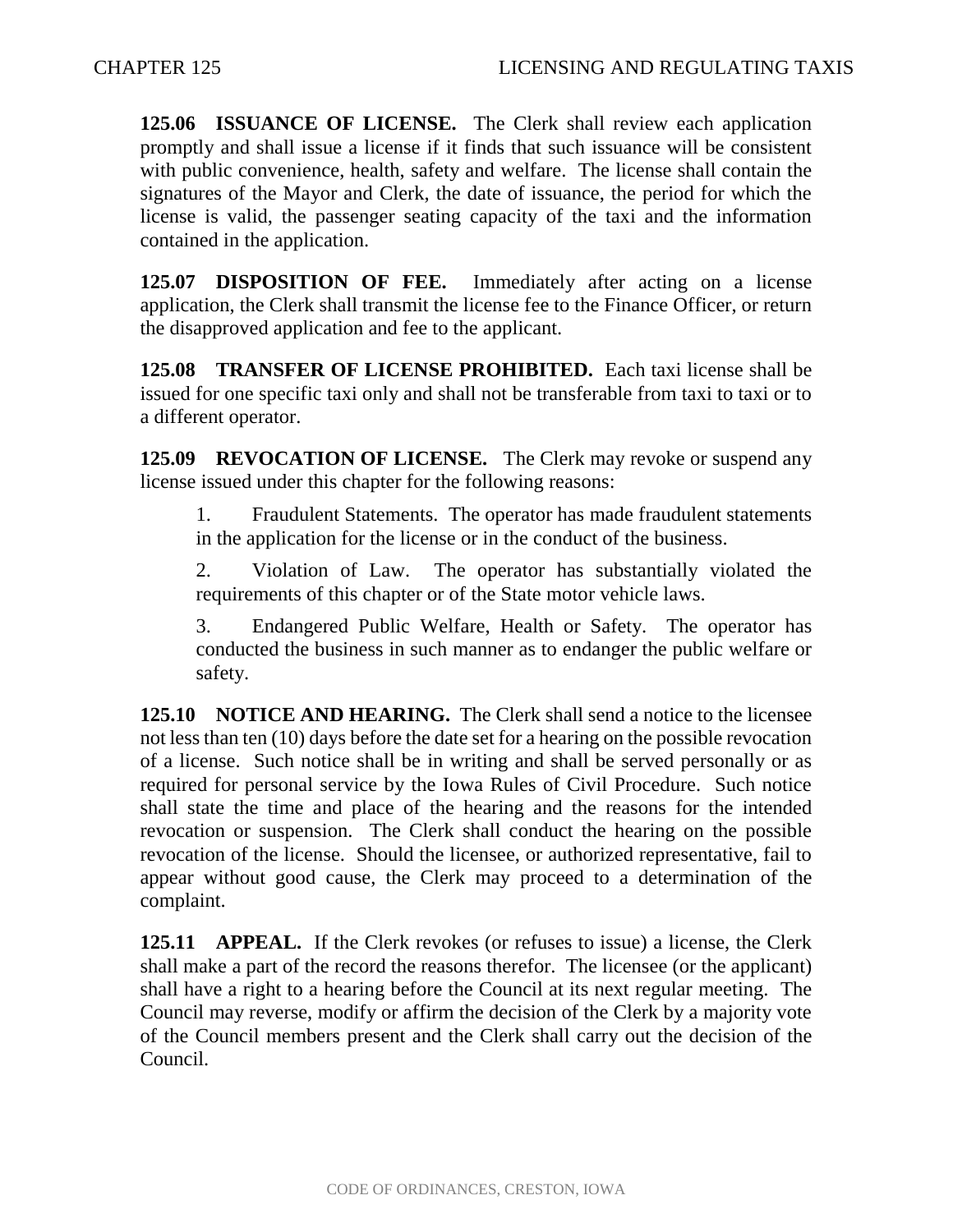**125.06 ISSUANCE OF LICENSE.** The Clerk shall review each application promptly and shall issue a license if it finds that such issuance will be consistent with public convenience, health, safety and welfare. The license shall contain the signatures of the Mayor and Clerk, the date of issuance, the period for which the license is valid, the passenger seating capacity of the taxi and the information contained in the application.

**125.07 DISPOSITION OF FEE.** Immediately after acting on a license application, the Clerk shall transmit the license fee to the Finance Officer, or return the disapproved application and fee to the applicant.

**125.08 TRANSFER OF LICENSE PROHIBITED.** Each taxi license shall be issued for one specific taxi only and shall not be transferable from taxi to taxi or to a different operator.

**125.09 REVOCATION OF LICENSE.** The Clerk may revoke or suspend any license issued under this chapter for the following reasons:

1. Fraudulent Statements. The operator has made fraudulent statements in the application for the license or in the conduct of the business.

2. Violation of Law. The operator has substantially violated the requirements of this chapter or of the State motor vehicle laws.

3. Endangered Public Welfare, Health or Safety. The operator has conducted the business in such manner as to endanger the public welfare or safety.

**125.10 NOTICE AND HEARING.** The Clerk shall send a notice to the licensee not less than ten (10) days before the date set for a hearing on the possible revocation of a license. Such notice shall be in writing and shall be served personally or as required for personal service by the Iowa Rules of Civil Procedure. Such notice shall state the time and place of the hearing and the reasons for the intended revocation or suspension. The Clerk shall conduct the hearing on the possible revocation of the license. Should the licensee, or authorized representative, fail to appear without good cause, the Clerk may proceed to a determination of the complaint.

**125.11 APPEAL.** If the Clerk revokes (or refuses to issue) a license, the Clerk shall make a part of the record the reasons therefor. The licensee (or the applicant) shall have a right to a hearing before the Council at its next regular meeting. The Council may reverse, modify or affirm the decision of the Clerk by a majority vote of the Council members present and the Clerk shall carry out the decision of the Council.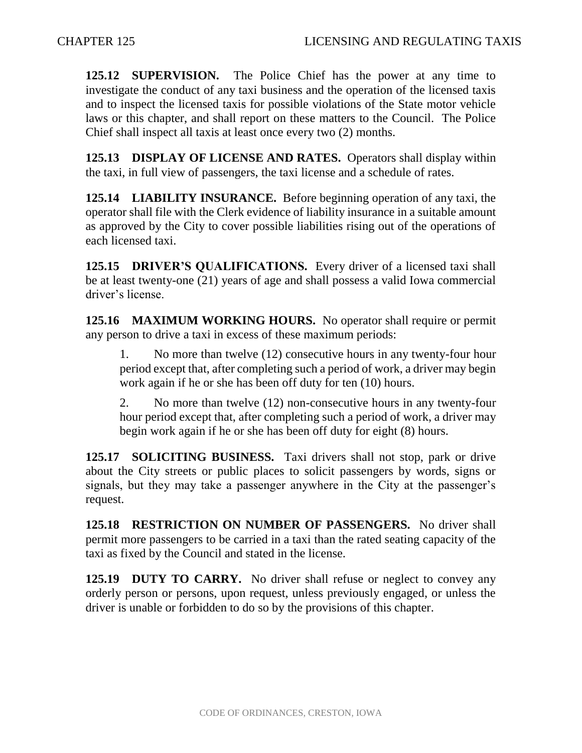**125.12 SUPERVISION.** The Police Chief has the power at any time to investigate the conduct of any taxi business and the operation of the licensed taxis and to inspect the licensed taxis for possible violations of the State motor vehicle laws or this chapter, and shall report on these matters to the Council. The Police Chief shall inspect all taxis at least once every two (2) months.

**125.13 DISPLAY OF LICENSE AND RATES.** Operators shall display within the taxi, in full view of passengers, the taxi license and a schedule of rates.

**125.14 LIABILITY INSURANCE.** Before beginning operation of any taxi, the operator shall file with the Clerk evidence of liability insurance in a suitable amount as approved by the City to cover possible liabilities rising out of the operations of each licensed taxi.

**125.15 DRIVER'S QUALIFICATIONS.** Every driver of a licensed taxi shall be at least twenty-one (21) years of age and shall possess a valid Iowa commercial driver's license.

**125.16 MAXIMUM WORKING HOURS.** No operator shall require or permit any person to drive a taxi in excess of these maximum periods:

1. No more than twelve (12) consecutive hours in any twenty-four hour period except that, after completing such a period of work, a driver may begin work again if he or she has been off duty for ten (10) hours.

2. No more than twelve (12) non-consecutive hours in any twenty-four hour period except that, after completing such a period of work, a driver may begin work again if he or she has been off duty for eight (8) hours.

**125.17 SOLICITING BUSINESS.** Taxi drivers shall not stop, park or drive about the City streets or public places to solicit passengers by words, signs or signals, but they may take a passenger anywhere in the City at the passenger's request.

**125.18 RESTRICTION ON NUMBER OF PASSENGERS.** No driver shall permit more passengers to be carried in a taxi than the rated seating capacity of the taxi as fixed by the Council and stated in the license.

**125.19 DUTY TO CARRY.** No driver shall refuse or neglect to convey any orderly person or persons, upon request, unless previously engaged, or unless the driver is unable or forbidden to do so by the provisions of this chapter.